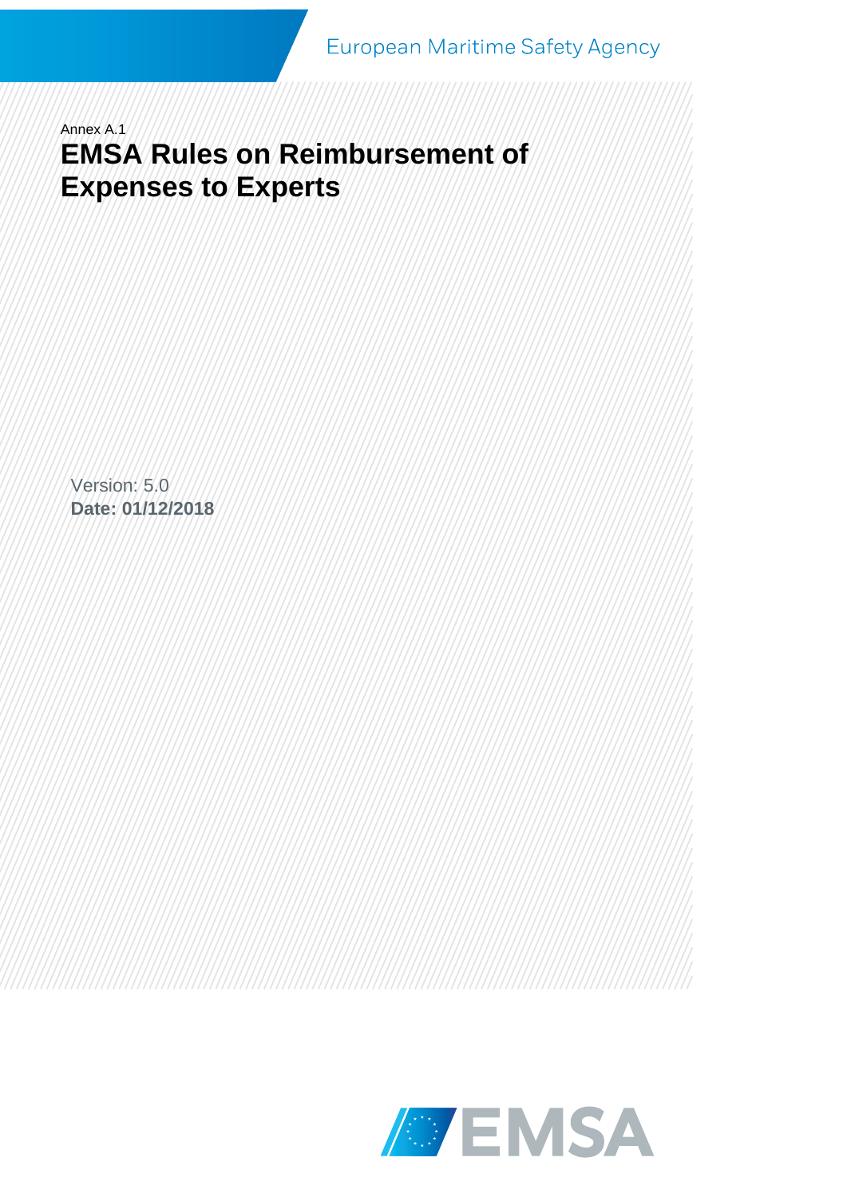European Maritime Safety Agency

Annex A.1

# EMSA Rules on Reimbursement of Expenses to Experts

Version: 5.0

**Date: 01/12/2018**

EMSA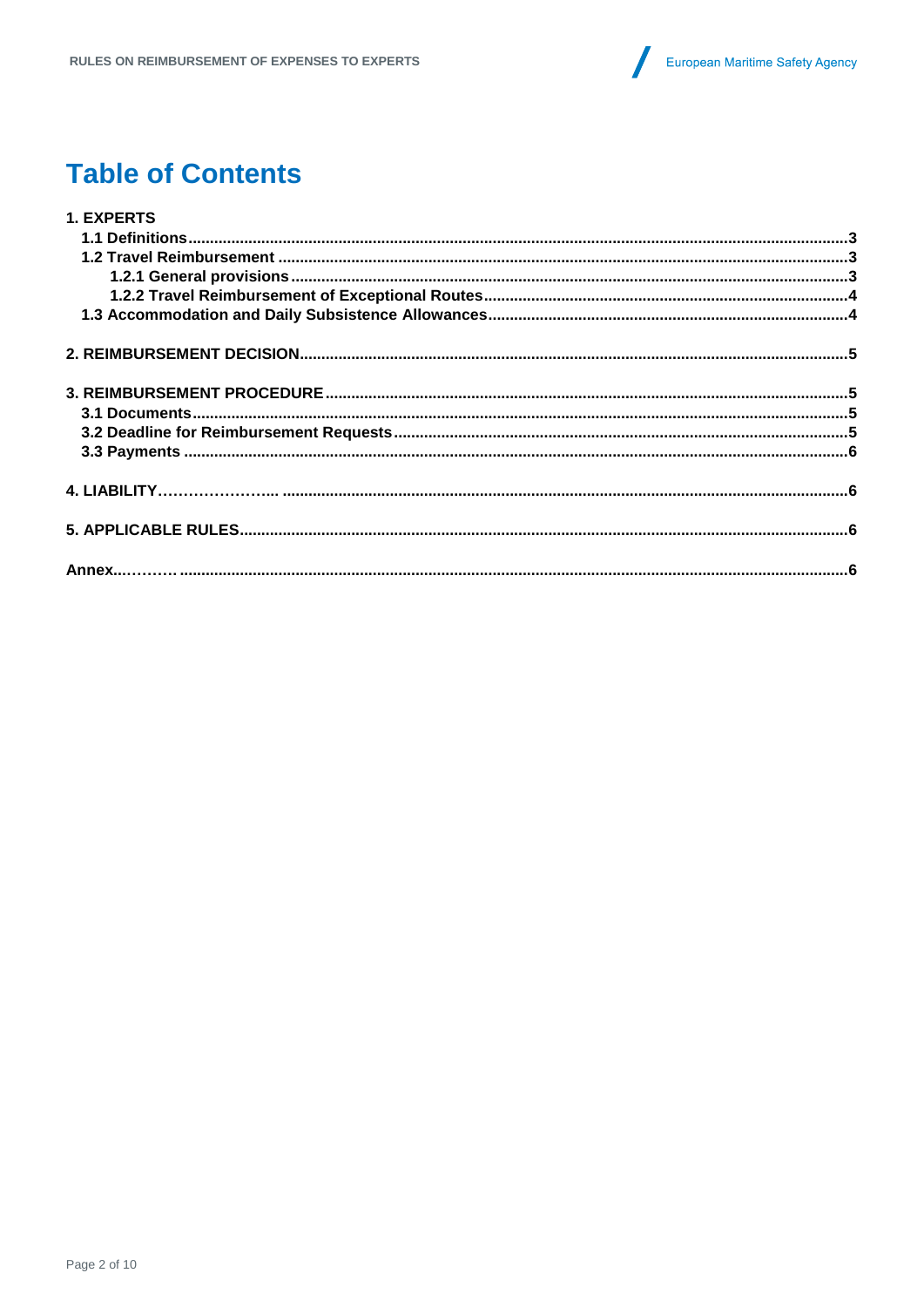# Table of Contents

**1. EXPERTS**

- **1.1 Definitions** ........ 3
- **1.2 Travel Reimbursement** ........ 3
  - **1.2.1 General provisions** ........ 3
  - **1.2.2 Travel Reimbursement of Exceptional Routes** ........ 4
- **1.3 Accommodation and Daily Subsistence Allowances** ........ 4

**2. REIMBURSEMENT DECISION** ........ 5

**3. REIMBURSEMENT PROCEDURE** ........ 5

- **3.1 Documents** ........ 5
- **3.2 Deadline for Reimbursement Requests** ........ 5
- **3.3 Payments** ........ 6

**4. LIABILITY** ........ 6

**5. APPLICABLE RULES** ........ 6

**Annex** ........ 6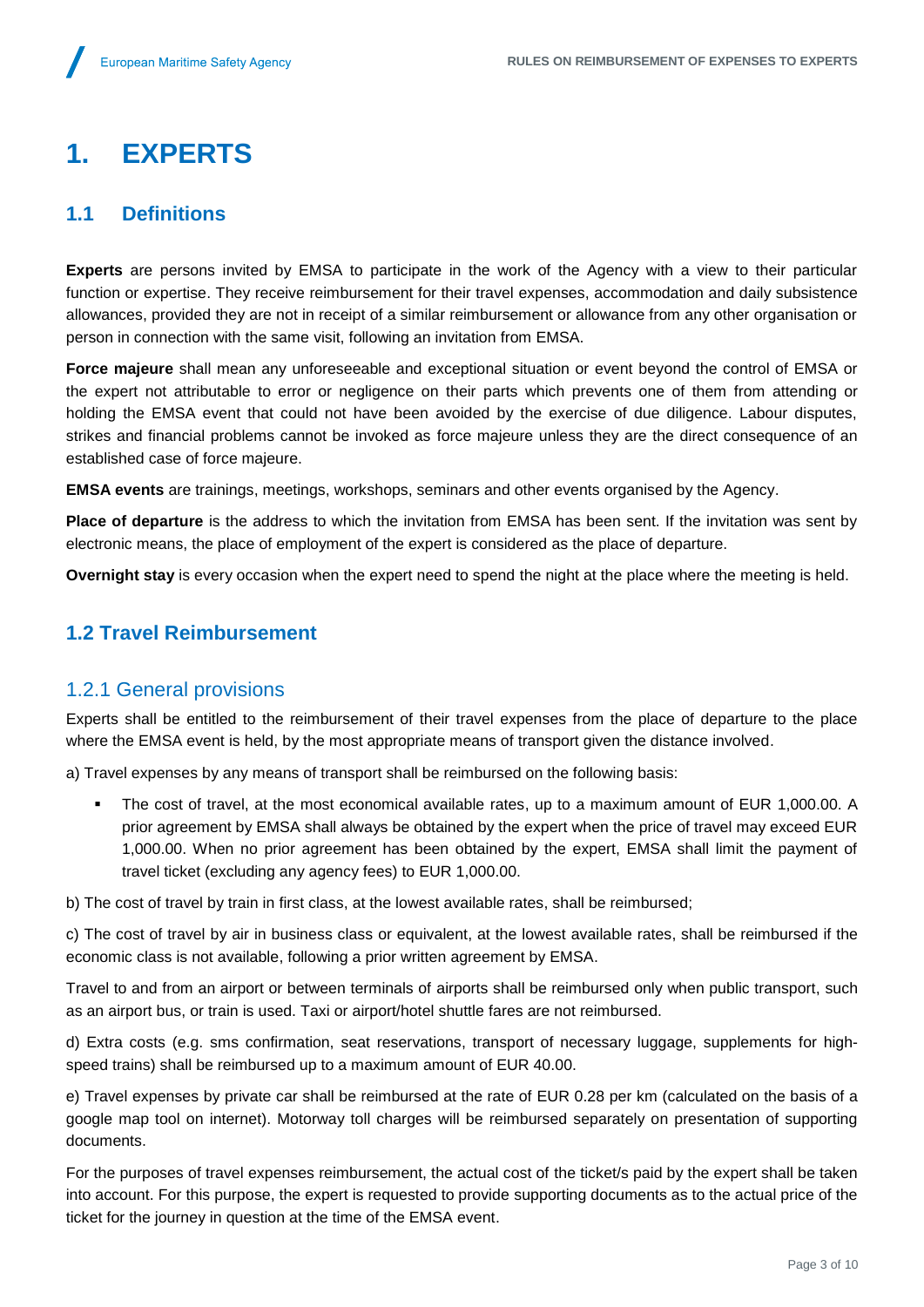# 1. EXPERTS

## 1.1 Definitions

**Experts** are persons invited by EMSA to participate in the work of the Agency with a view to their particular function or expertise. They receive reimbursement for their travel expenses, accommodation and daily subsistence allowances, provided they are not in receipt of a similar reimbursement or allowance from any other organisation or person in connection with the same visit, following an invitation from EMSA.

**Force majeure** shall mean any unforeseeable and exceptional situation or event beyond the control of EMSA or the expert not attributable to error or negligence on their parts which prevents one of them from attending or holding the EMSA event that could not have been avoided by the exercise of due diligence. Labour disputes, strikes and financial problems cannot be invoked as force majeure unless they are the direct consequence of an established case of force majeure.

**EMSA events** are trainings, meetings, workshops, seminars and other events organised by the Agency.

**Place of departure** is the address to which the invitation from EMSA has been sent. If the invitation was sent by electronic means, the place of employment of the expert is considered as the place of departure.

**Overnight stay** is every occasion when the expert need to spend the night at the place where the meeting is held.

## 1.2 Travel Reimbursement

### 1.2.1 General provisions

Experts shall be entitled to the reimbursement of their travel expenses from the place of departure to the place where the EMSA event is held, by the most appropriate means of transport given the distance involved.

a) Travel expenses by any means of transport shall be reimbursed on the following basis:

- The cost of travel, at the most economical available rates, up to a maximum amount of EUR 1,000.00. A prior agreement by EMSA shall always be obtained by the expert when the price of travel may exceed EUR 1,000.00. When no prior agreement has been obtained by the expert, EMSA shall limit the payment of travel ticket (excluding any agency fees) to EUR 1,000.00.

b) The cost of travel by train in first class, at the lowest available rates, shall be reimbursed;

c) The cost of travel by air in business class or equivalent, at the lowest available rates, shall be reimbursed if the economic class is not available, following a prior written agreement by EMSA.

Travel to and from an airport or between terminals of airports shall be reimbursed only when public transport, such as an airport bus, or train is used. Taxi or airport/hotel shuttle fares are not reimbursed.

d) Extra costs (e.g. sms confirmation, seat reservations, transport of necessary luggage, supplements for high-speed trains) shall be reimbursed up to a maximum amount of EUR 40.00.

e) Travel expenses by private car shall be reimbursed at the rate of EUR 0.28 per km (calculated on the basis of a google map tool on internet). Motorway toll charges will be reimbursed separately on presentation of supporting documents.

For the purposes of travel expenses reimbursement, the actual cost of the ticket/s paid by the expert shall be taken into account. For this purpose, the expert is requested to provide supporting documents as to the actual price of the ticket for the journey in question at the time of the EMSA event.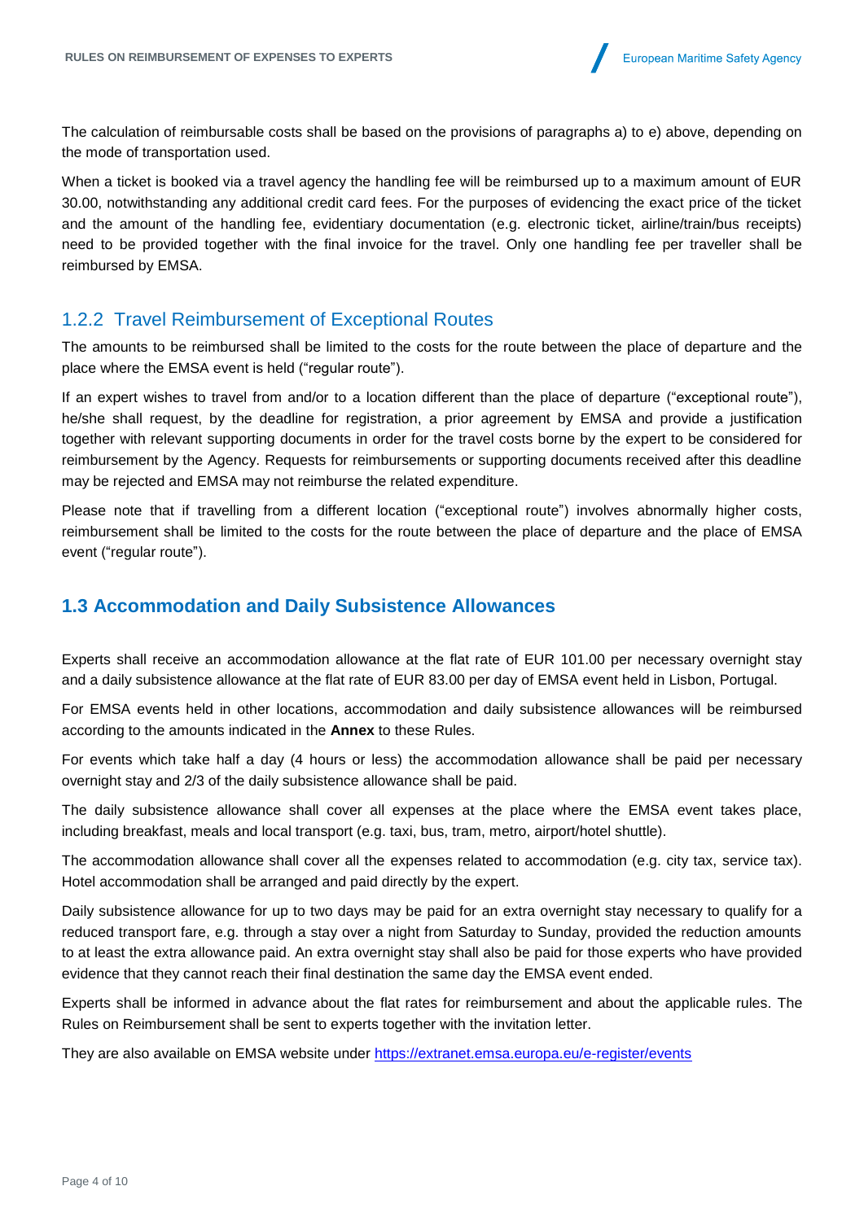The calculation of reimbursable costs shall be based on the provisions of paragraphs a) to e) above, depending on the mode of transportation used.

When a ticket is booked via a travel agency the handling fee will be reimbursed up to a maximum amount of EUR 30.00, notwithstanding any additional credit card fees. For the purposes of evidencing the exact price of the ticket and the amount of the handling fee, evidentiary documentation (e.g. electronic ticket, airline/train/bus receipts) need to be provided together with the final invoice for the travel. Only one handling fee per traveller shall be reimbursed by EMSA.

### 1.2.2 Travel Reimbursement of Exceptional Routes

The amounts to be reimbursed shall be limited to the costs for the route between the place of departure and the place where the EMSA event is held ("regular route").

If an expert wishes to travel from and/or to a location different than the place of departure ("exceptional route"), he/she shall request, by the deadline for registration, a prior agreement by EMSA and provide a justification together with relevant supporting documents in order for the travel costs borne by the expert to be considered for reimbursement by the Agency. Requests for reimbursements or supporting documents received after this deadline may be rejected and EMSA may not reimburse the related expenditure.

Please note that if travelling from a different location ("exceptional route") involves abnormally higher costs, reimbursement shall be limited to the costs for the route between the place of departure and the place of EMSA event ("regular route").

## 1.3 Accommodation and Daily Subsistence Allowances

Experts shall receive an accommodation allowance at the flat rate of EUR 101.00 per necessary overnight stay and a daily subsistence allowance at the flat rate of EUR 83.00 per day of EMSA event held in Lisbon, Portugal.

For EMSA events held in other locations, accommodation and daily subsistence allowances will be reimbursed according to the amounts indicated in the **Annex** to these Rules.

For events which take half a day (4 hours or less) the accommodation allowance shall be paid per necessary overnight stay and 2/3 of the daily subsistence allowance shall be paid.

The daily subsistence allowance shall cover all expenses at the place where the EMSA event takes place, including breakfast, meals and local transport (e.g. taxi, bus, tram, metro, airport/hotel shuttle).

The accommodation allowance shall cover all the expenses related to accommodation (e.g. city tax, service tax). Hotel accommodation shall be arranged and paid directly by the expert.

Daily subsistence allowance for up to two days may be paid for an extra overnight stay necessary to qualify for a reduced transport fare, e.g. through a stay over a night from Saturday to Sunday, provided the reduction amounts to at least the extra allowance paid. An extra overnight stay shall also be paid for those experts who have provided evidence that they cannot reach their final destination the same day the EMSA event ended.

Experts shall be informed in advance about the flat rates for reimbursement and about the applicable rules. The Rules on Reimbursement shall be sent to experts together with the invitation letter.

They are also available on EMSA website under https://extranet.emsa.europa.eu/e-register/events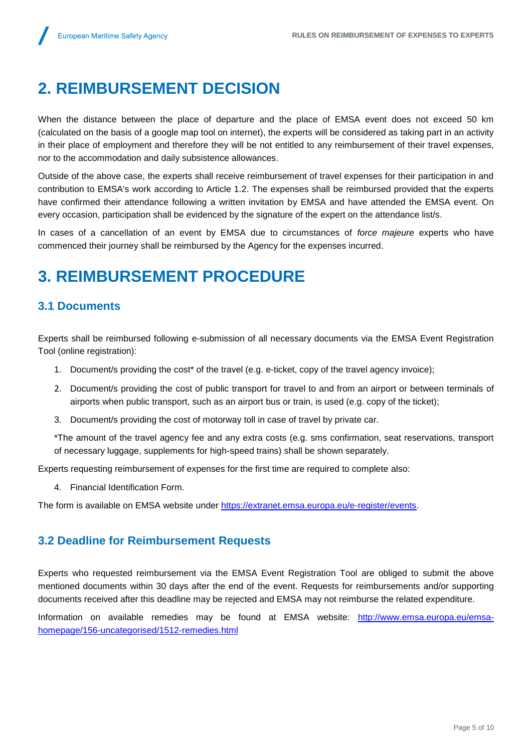# 2. REIMBURSEMENT DECISION

When the distance between the place of departure and the place of EMSA event does not exceed 50 km (calculated on the basis of a google map tool on internet), the experts will be considered as taking part in an activity in their place of employment and therefore they will be not entitled to any reimbursement of their travel expenses, nor to the accommodation and daily subsistence allowances.

Outside of the above case, the experts shall receive reimbursement of travel expenses for their participation in and contribution to EMSA's work according to Article 1.2. The expenses shall be reimbursed provided that the experts have confirmed their attendance following a written invitation by EMSA and have attended the EMSA event. On every occasion, participation shall be evidenced by the signature of the expert on the attendance list/s.

In cases of a cancellation of an event by EMSA due to circumstances of *force majeure* experts who have commenced their journey shall be reimbursed by the Agency for the expenses incurred.

# 3. REIMBURSEMENT PROCEDURE

## 3.1 Documents

Experts shall be reimbursed following e-submission of all necessary documents via the EMSA Event Registration Tool (online registration):

1. Document/s providing the cost* of the travel (e.g. e-ticket, copy of the travel agency invoice);
2. Document/s providing the cost of public transport for travel to and from an airport or between terminals of airports when public transport, such as an airport bus or train, is used (e.g. copy of the ticket);
3. Document/s providing the cost of motorway toll in case of travel by private car.

*The amount of the travel agency fee and any extra costs (e.g. sms confirmation, seat reservations, transport of necessary luggage, supplements for high-speed trains) shall be shown separately.

Experts requesting reimbursement of expenses for the first time are required to complete also:

4. Financial Identification Form.

The form is available on EMSA website under https://extranet.emsa.europa.eu/e-register/events.

## 3.2 Deadline for Reimbursement Requests

Experts who requested reimbursement via the EMSA Event Registration Tool are obliged to submit the above mentioned documents within 30 days after the end of the event. Requests for reimbursements and/or supporting documents received after this deadline may be rejected and EMSA may not reimburse the related expenditure.

Information on available remedies may be found at EMSA website: http://www.emsa.europa.eu/emsa-homepage/156-uncategorised/1512-remedies.html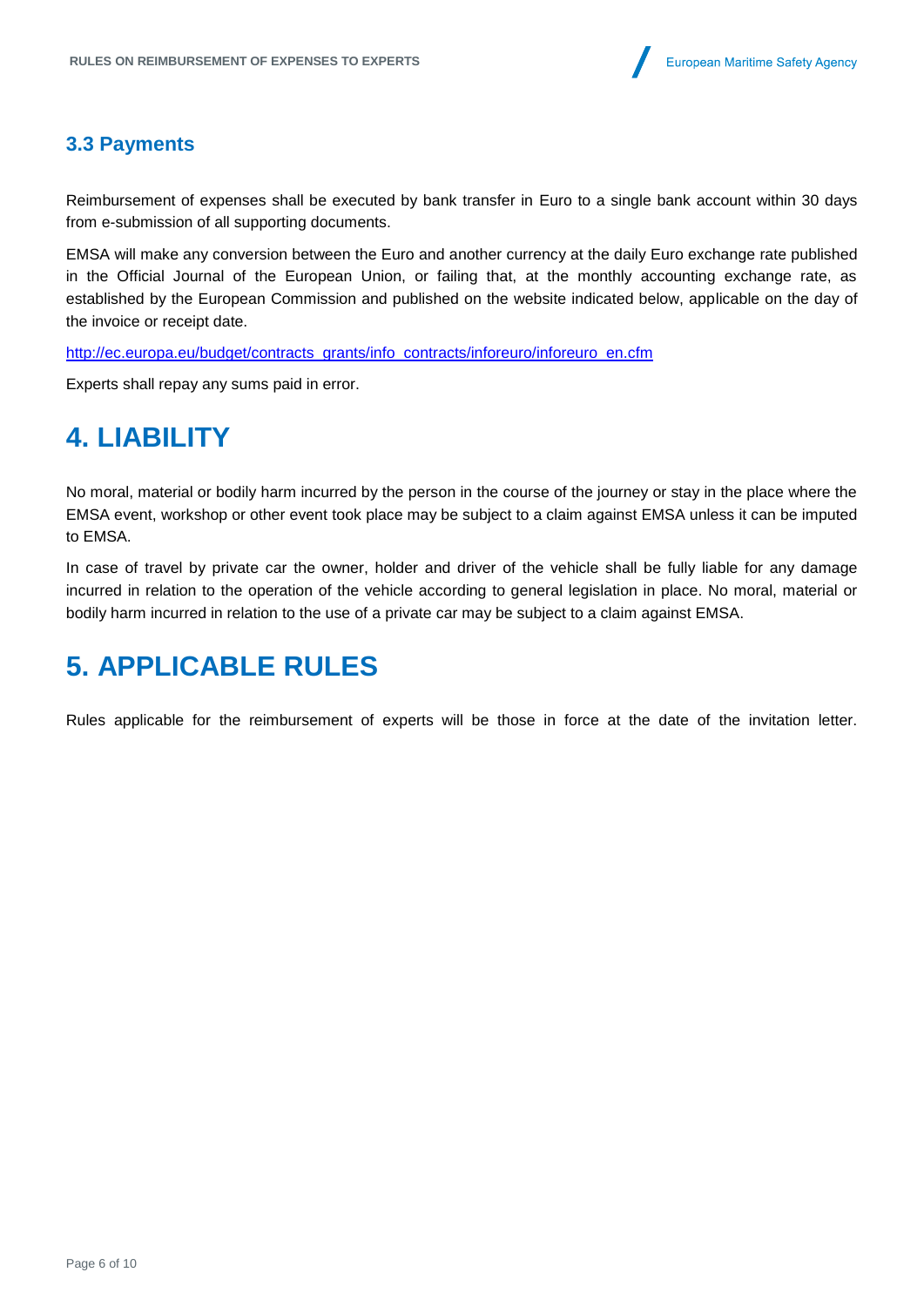### 3.3 Payments

Reimbursement of expenses shall be executed by bank transfer in Euro to a single bank account within 30 days from e-submission of all supporting documents.

EMSA will make any conversion between the Euro and another currency at the daily Euro exchange rate published in the Official Journal of the European Union, or failing that, at the monthly accounting exchange rate, as established by the European Commission and published on the website indicated below, applicable on the day of the invoice or receipt date.

http://ec.europa.eu/budget/contracts_grants/info_contracts/inforeuro/inforeuro_en.cfm

Experts shall repay any sums paid in error.

# 4. LIABILITY

No moral, material or bodily harm incurred by the person in the course of the journey or stay in the place where the EMSA event, workshop or other event took place may be subject to a claim against EMSA unless it can be imputed to EMSA.

In case of travel by private car the owner, holder and driver of the vehicle shall be fully liable for any damage incurred in relation to the operation of the vehicle according to general legislation in place. No moral, material or bodily harm incurred in relation to the use of a private car may be subject to a claim against EMSA.

# 5. APPLICABLE RULES

Rules applicable for the reimbursement of experts will be those in force at the date of the invitation letter.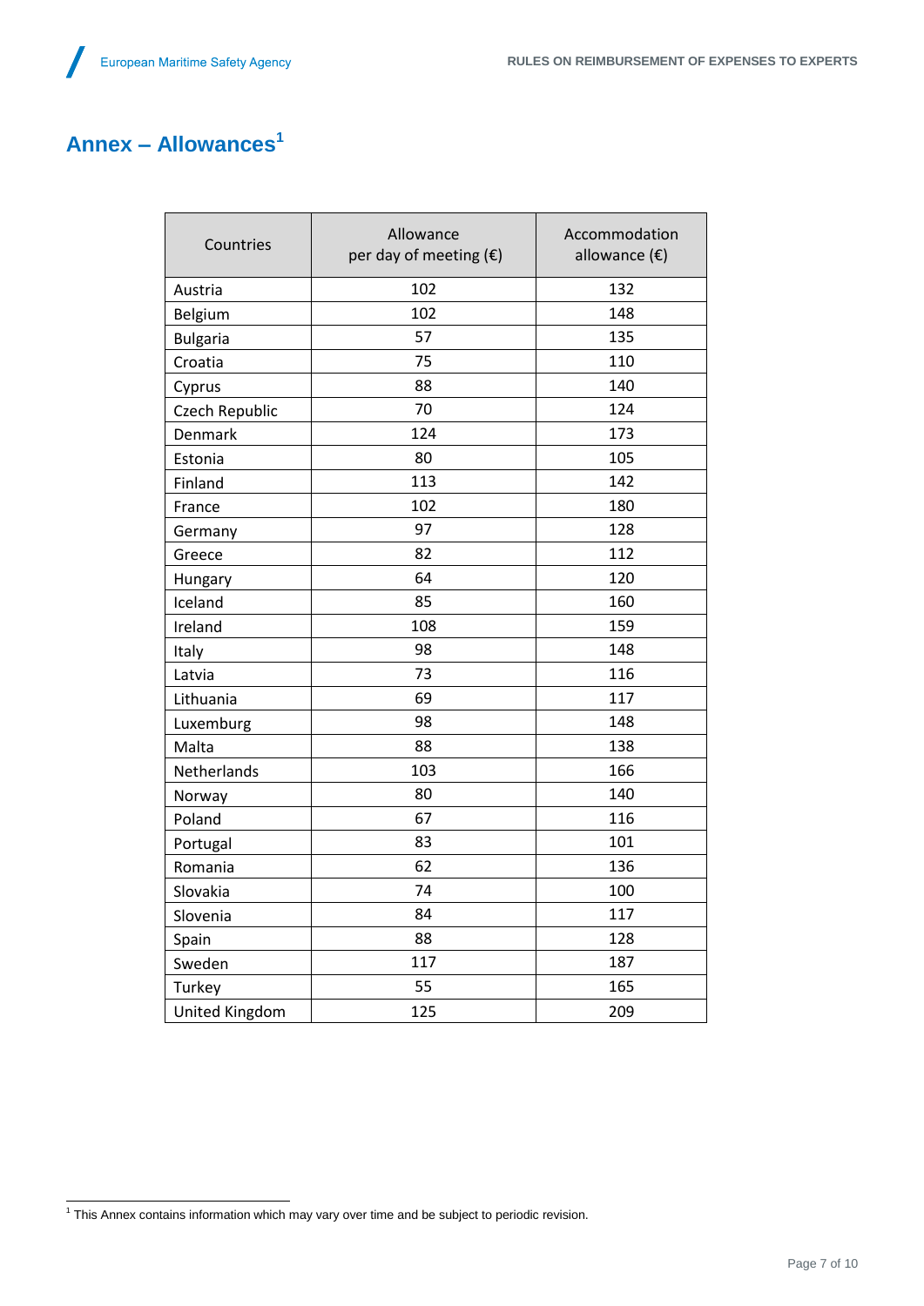## Annex – Allowances[1]

| Countries | Allowance per day of meeting (€) | Accommodation allowance (€) |
|---|---|---|
| Austria | 102 | 132 |
| Belgium | 102 | 148 |
| Bulgaria | 57 | 135 |
| Croatia | 75 | 110 |
| Cyprus | 88 | 140 |
| Czech Republic | 70 | 124 |
| Denmark | 124 | 173 |
| Estonia | 80 | 105 |
| Finland | 113 | 142 |
| France | 102 | 180 |
| Germany | 97 | 128 |
| Greece | 82 | 112 |
| Hungary | 64 | 120 |
| Iceland | 85 | 160 |
| Ireland | 108 | 159 |
| Italy | 98 | 148 |
| Latvia | 73 | 116 |
| Lithuania | 69 | 117 |
| Luxemburg | 98 | 148 |
| Malta | 88 | 138 |
| Netherlands | 103 | 166 |
| Norway | 80 | 140 |
| Poland | 67 | 116 |
| Portugal | 83 | 101 |
| Romania | 62 | 136 |
| Slovakia | 74 | 100 |
| Slovenia | 84 | 117 |
| Spain | 88 | 128 |
| Sweden | 117 | 187 |
| Turkey | 55 | 165 |
| United Kingdom | 125 | 209 |

[1] This Annex contains information which may vary over time and be subject to periodic revision.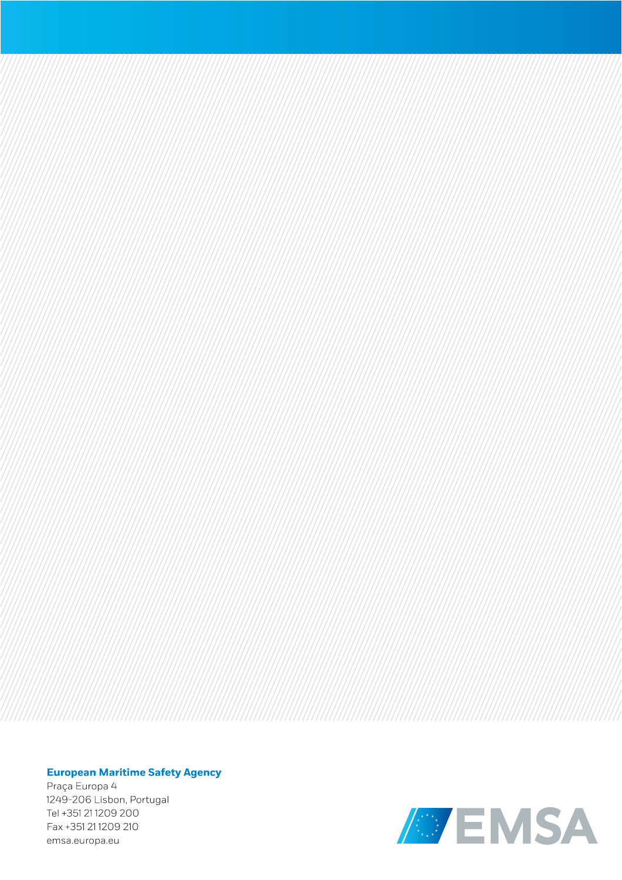**European Maritime Safety Agency**

Praça Europa 4
1249-206 Lisbon, Portugal
Tel +351 21 1209 200
Fax +351 21 1209 210
emsa.europa.eu

EMSA